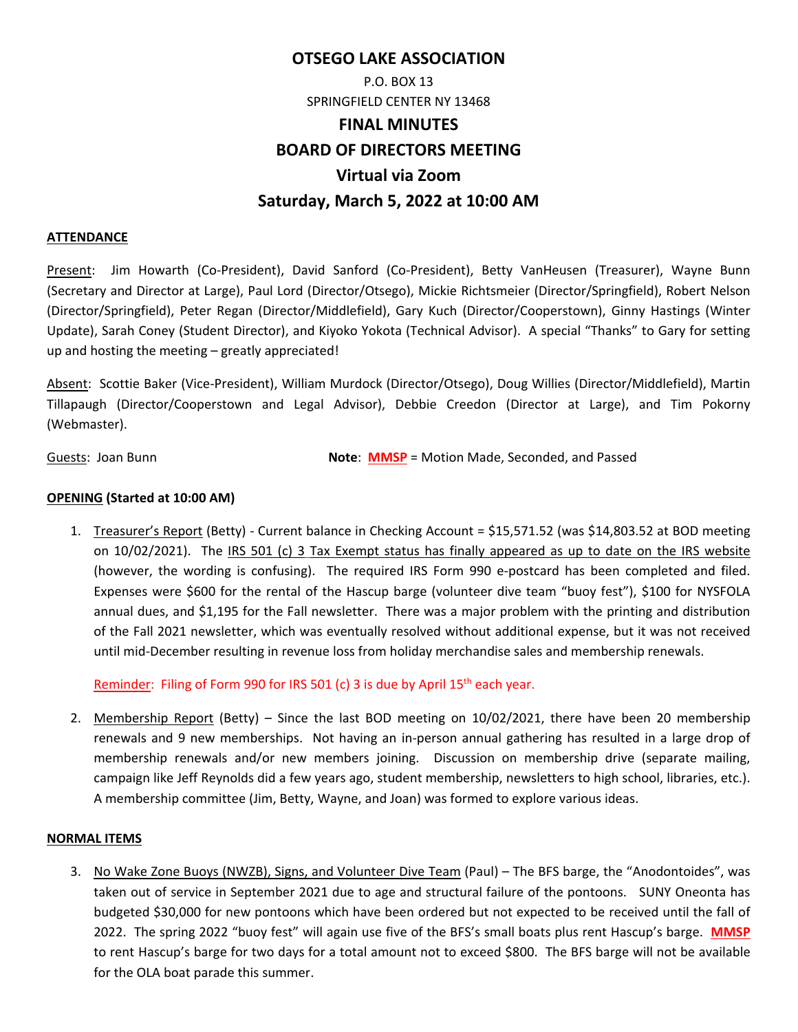# OTSEGO LAKE ASSOCIATION

P.O. BOX 13
SPRINGFIELD CENTER NY 13468

## FINAL MINUTES
## BOARD OF DIRECTORS MEETING
## Virtual via Zoom
## Saturday, March 5, 2022 at 10:00 AM

**ATTENDANCE**

Present: Jim Howarth (Co-President), David Sanford (Co-President), Betty VanHeusen (Treasurer), Wayne Bunn (Secretary and Director at Large), Paul Lord (Director/Otsego), Mickie Richtsmeier (Director/Springfield), Robert Nelson (Director/Springfield), Peter Regan (Director/Middlefield), Gary Kuch (Director/Cooperstown), Ginny Hastings (Winter Update), Sarah Coney (Student Director), and Kiyoko Yokota (Technical Advisor). A special "Thanks" to Gary for setting up and hosting the meeting – greatly appreciated!

Absent: Scottie Baker (Vice-President), William Murdock (Director/Otsego), Doug Willies (Director/Middlefield), Martin Tillapaugh (Director/Cooperstown and Legal Advisor), Debbie Creedon (Director at Large), and Tim Pokorny (Webmaster).

Guests: Joan Bunn

**Note**: **MMSP** = Motion Made, Seconded, and Passed

**OPENING (Started at 10:00 AM)**

1. Treasurer's Report (Betty) - Current balance in Checking Account = $15,571.52 (was $14,803.52 at BOD meeting on 10/02/2021). The IRS 501 (c) 3 Tax Exempt status has finally appeared as up to date on the IRS website (however, the wording is confusing). The required IRS Form 990 e-postcard has been completed and filed. Expenses were $600 for the rental of the Hascup barge (volunteer dive team "buoy fest"), $100 for NYSFOLA annual dues, and $1,195 for the Fall newsletter. There was a major problem with the printing and distribution of the Fall 2021 newsletter, which was eventually resolved without additional expense, but it was not received until mid-December resulting in revenue loss from holiday merchandise sales and membership renewals.

   Reminder: Filing of Form 990 for IRS 501 (c) 3 is due by April 15th each year.

2. Membership Report (Betty) – Since the last BOD meeting on 10/02/2021, there have been 20 membership renewals and 9 new memberships. Not having an in-person annual gathering has resulted in a large drop of membership renewals and/or new members joining. Discussion on membership drive (separate mailing, campaign like Jeff Reynolds did a few years ago, student membership, newsletters to high school, libraries, etc.). A membership committee (Jim, Betty, Wayne, and Joan) was formed to explore various ideas.

**NORMAL ITEMS**

3. No Wake Zone Buoys (NWZB), Signs, and Volunteer Dive Team (Paul) – The BFS barge, the "Anodontoides", was taken out of service in September 2021 due to age and structural failure of the pontoons. SUNY Oneonta has budgeted $30,000 for new pontoons which have been ordered but not expected to be received until the fall of 2022. The spring 2022 "buoy fest" will again use five of the BFS's small boats plus rent Hascup's barge. **MMSP** to rent Hascup's barge for two days for a total amount not to exceed $800. The BFS barge will not be available for the OLA boat parade this summer.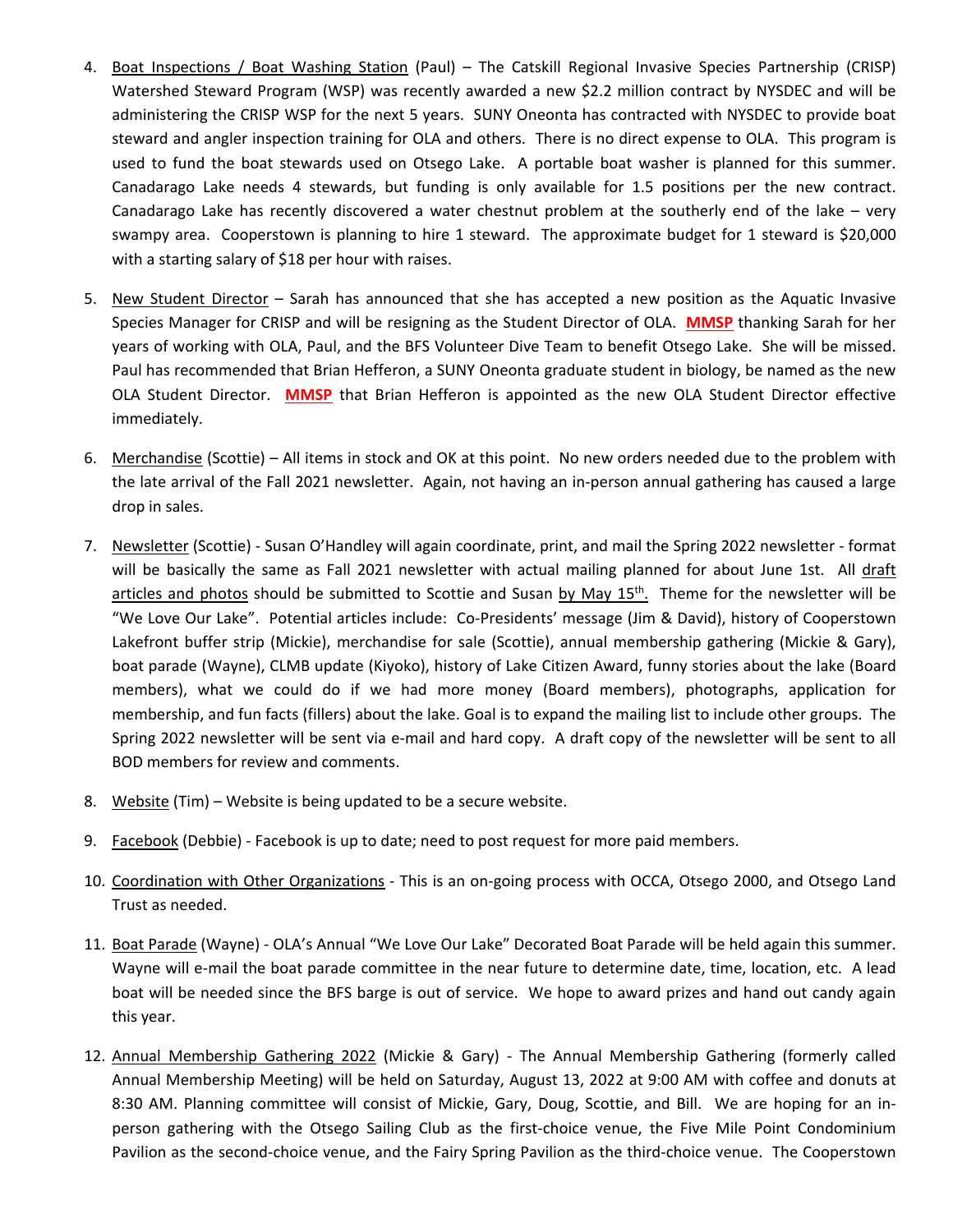4. Boat Inspections / Boat Washing Station (Paul) – The Catskill Regional Invasive Species Partnership (CRISP) Watershed Steward Program (WSP) was recently awarded a new $2.2 million contract by NYSDEC and will be administering the CRISP WSP for the next 5 years. SUNY Oneonta has contracted with NYSDEC to provide boat steward and angler inspection training for OLA and others. There is no direct expense to OLA. This program is used to fund the boat stewards used on Otsego Lake. A portable boat washer is planned for this summer. Canadarago Lake needs 4 stewards, but funding is only available for 1.5 positions per the new contract. Canadarago Lake has recently discovered a water chestnut problem at the southerly end of the lake – very swampy area. Cooperstown is planning to hire 1 steward. The approximate budget for 1 steward is $20,000 with a starting salary of $18 per hour with raises.

5. New Student Director – Sarah has announced that she has accepted a new position as the Aquatic Invasive Species Manager for CRISP and will be resigning as the Student Director of OLA. **MMSP** thanking Sarah for her years of working with OLA, Paul, and the BFS Volunteer Dive Team to benefit Otsego Lake. She will be missed. Paul has recommended that Brian Hefferon, a SUNY Oneonta graduate student in biology, be named as the new OLA Student Director. **MMSP** that Brian Hefferon is appointed as the new OLA Student Director effective immediately.

6. Merchandise (Scottie) – All items in stock and OK at this point. No new orders needed due to the problem with the late arrival of the Fall 2021 newsletter. Again, not having an in-person annual gathering has caused a large drop in sales.

7. Newsletter (Scottie) - Susan O'Handley will again coordinate, print, and mail the Spring 2022 newsletter - format will be basically the same as Fall 2021 newsletter with actual mailing planned for about June 1st. All draft articles and photos should be submitted to Scottie and Susan by May 15th. Theme for the newsletter will be "We Love Our Lake". Potential articles include: Co-Presidents' message (Jim & David), history of Cooperstown Lakefront buffer strip (Mickie), merchandise for sale (Scottie), annual membership gathering (Mickie & Gary), boat parade (Wayne), CLMB update (Kiyoko), history of Lake Citizen Award, funny stories about the lake (Board members), what we could do if we had more money (Board members), photographs, application for membership, and fun facts (fillers) about the lake. Goal is to expand the mailing list to include other groups. The Spring 2022 newsletter will be sent via e-mail and hard copy. A draft copy of the newsletter will be sent to all BOD members for review and comments.

8. Website (Tim) – Website is being updated to be a secure website.

9. Facebook (Debbie) - Facebook is up to date; need to post request for more paid members.

10. Coordination with Other Organizations - This is an on-going process with OCCA, Otsego 2000, and Otsego Land Trust as needed.

11. Boat Parade (Wayne) - OLA's Annual "We Love Our Lake" Decorated Boat Parade will be held again this summer. Wayne will e-mail the boat parade committee in the near future to determine date, time, location, etc. A lead boat will be needed since the BFS barge is out of service. We hope to award prizes and hand out candy again this year.

12. Annual Membership Gathering 2022 (Mickie & Gary) - The Annual Membership Gathering (formerly called Annual Membership Meeting) will be held on Saturday, August 13, 2022 at 9:00 AM with coffee and donuts at 8:30 AM. Planning committee will consist of Mickie, Gary, Doug, Scottie, and Bill. We are hoping for an in-person gathering with the Otsego Sailing Club as the first-choice venue, the Five Mile Point Condominium Pavilion as the second-choice venue, and the Fairy Spring Pavilion as the third-choice venue. The Cooperstown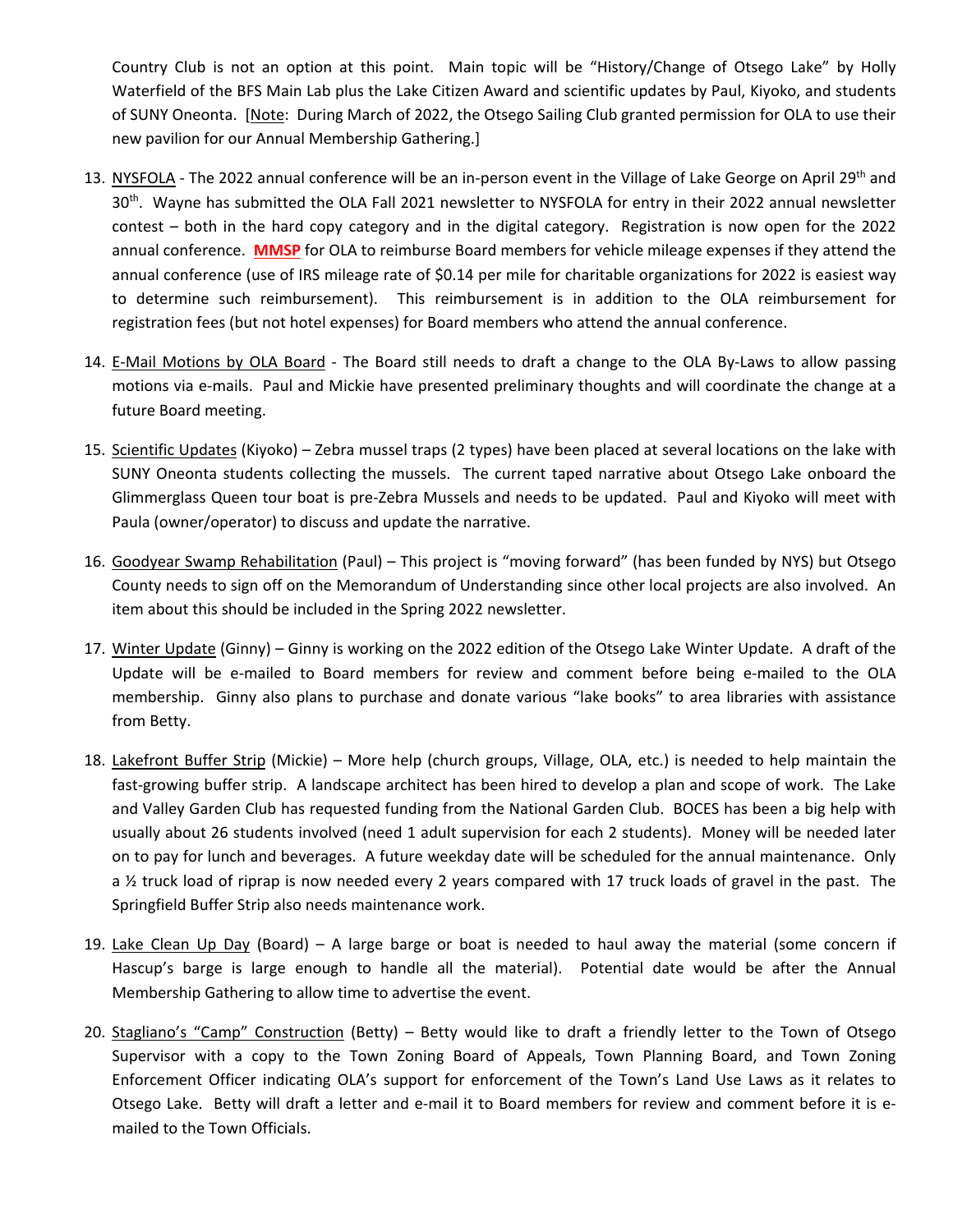Country Club is not an option at this point. Main topic will be "History/Change of Otsego Lake" by Holly Waterfield of the BFS Main Lab plus the Lake Citizen Award and scientific updates by Paul, Kiyoko, and students of SUNY Oneonta. [Note: During March of 2022, the Otsego Sailing Club granted permission for OLA to use their new pavilion for our Annual Membership Gathering.]

13. NYSFOLA - The 2022 annual conference will be an in-person event in the Village of Lake George on April 29th and 30th. Wayne has submitted the OLA Fall 2021 newsletter to NYSFOLA for entry in their 2022 annual newsletter contest – both in the hard copy category and in the digital category. Registration is now open for the 2022 annual conference. **MMSP** for OLA to reimburse Board members for vehicle mileage expenses if they attend the annual conference (use of IRS mileage rate of $0.14 per mile for charitable organizations for 2022 is easiest way to determine such reimbursement). This reimbursement is in addition to the OLA reimbursement for registration fees (but not hotel expenses) for Board members who attend the annual conference.

14. E-Mail Motions by OLA Board - The Board still needs to draft a change to the OLA By-Laws to allow passing motions via e-mails. Paul and Mickie have presented preliminary thoughts and will coordinate the change at a future Board meeting.

15. Scientific Updates (Kiyoko) – Zebra mussel traps (2 types) have been placed at several locations on the lake with SUNY Oneonta students collecting the mussels. The current taped narrative about Otsego Lake onboard the Glimmerglass Queen tour boat is pre-Zebra Mussels and needs to be updated. Paul and Kiyoko will meet with Paula (owner/operator) to discuss and update the narrative.

16. Goodyear Swamp Rehabilitation (Paul) – This project is "moving forward" (has been funded by NYS) but Otsego County needs to sign off on the Memorandum of Understanding since other local projects are also involved. An item about this should be included in the Spring 2022 newsletter.

17. Winter Update (Ginny) – Ginny is working on the 2022 edition of the Otsego Lake Winter Update. A draft of the Update will be e-mailed to Board members for review and comment before being e-mailed to the OLA membership. Ginny also plans to purchase and donate various "lake books" to area libraries with assistance from Betty.

18. Lakefront Buffer Strip (Mickie) – More help (church groups, Village, OLA, etc.) is needed to help maintain the fast-growing buffer strip. A landscape architect has been hired to develop a plan and scope of work. The Lake and Valley Garden Club has requested funding from the National Garden Club. BOCES has been a big help with usually about 26 students involved (need 1 adult supervision for each 2 students). Money will be needed later on to pay for lunch and beverages. A future weekday date will be scheduled for the annual maintenance. Only a ½ truck load of riprap is now needed every 2 years compared with 17 truck loads of gravel in the past. The Springfield Buffer Strip also needs maintenance work.

19. Lake Clean Up Day (Board) – A large barge or boat is needed to haul away the material (some concern if Hascup's barge is large enough to handle all the material). Potential date would be after the Annual Membership Gathering to allow time to advertise the event.

20. Stagliano's "Camp" Construction (Betty) – Betty would like to draft a friendly letter to the Town of Otsego Supervisor with a copy to the Town Zoning Board of Appeals, Town Planning Board, and Town Zoning Enforcement Officer indicating OLA's support for enforcement of the Town's Land Use Laws as it relates to Otsego Lake. Betty will draft a letter and e-mail it to Board members for review and comment before it is e-mailed to the Town Officials.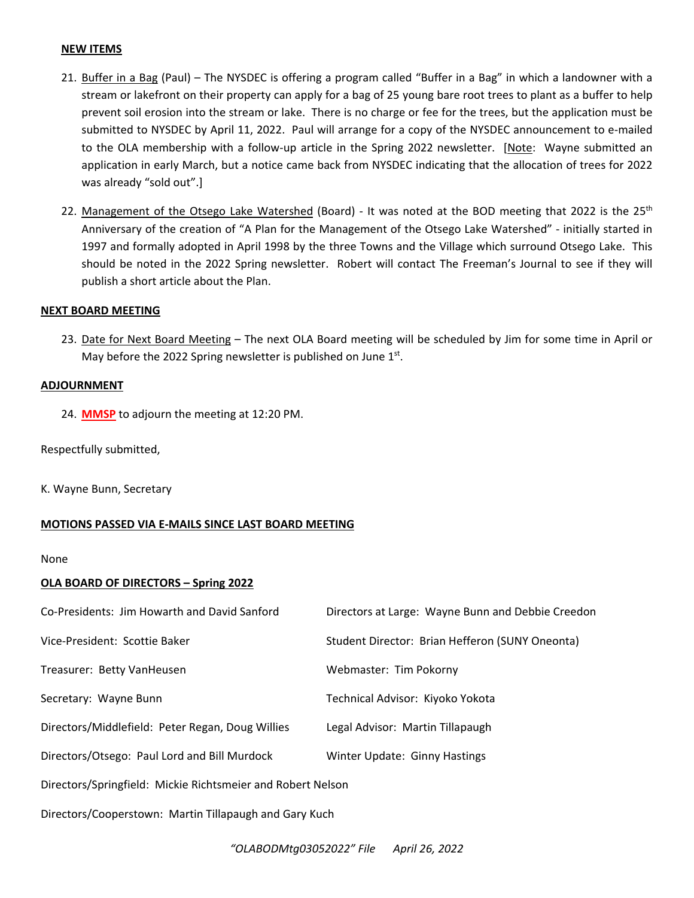**NEW ITEMS**

21. Buffer in a Bag (Paul) – The NYSDEC is offering a program called "Buffer in a Bag" in which a landowner with a stream or lakefront on their property can apply for a bag of 25 young bare root trees to plant as a buffer to help prevent soil erosion into the stream or lake. There is no charge or fee for the trees, but the application must be submitted to NYSDEC by April 11, 2022. Paul will arrange for a copy of the NYSDEC announcement to e-mailed to the OLA membership with a follow-up article in the Spring 2022 newsletter. [Note: Wayne submitted an application in early March, but a notice came back from NYSDEC indicating that the allocation of trees for 2022 was already "sold out".]

22. Management of the Otsego Lake Watershed (Board) - It was noted at the BOD meeting that 2022 is the 25th Anniversary of the creation of "A Plan for the Management of the Otsego Lake Watershed" - initially started in 1997 and formally adopted in April 1998 by the three Towns and the Village which surround Otsego Lake. This should be noted in the 2022 Spring newsletter. Robert will contact The Freeman's Journal to see if they will publish a short article about the Plan.

**NEXT BOARD MEETING**

23. Date for Next Board Meeting – The next OLA Board meeting will be scheduled by Jim for some time in April or May before the 2022 Spring newsletter is published on June 1st.

**ADJOURNMENT**

24. **MMSP** to adjourn the meeting at 12:20 PM.

Respectfully submitted,

K. Wayne Bunn, Secretary

**MOTIONS PASSED VIA E-MAILS SINCE LAST BOARD MEETING**

None

**OLA BOARD OF DIRECTORS – Spring 2022**

Co-Presidents: Jim Howarth and David Sanford

Vice-President: Scottie Baker

Treasurer: Betty VanHeusen

Secretary: Wayne Bunn

Directors/Middlefield: Peter Regan, Doug Willies

Directors/Otsego: Paul Lord and Bill Murdock

Directors/Springfield: Mickie Richtsmeier and Robert Nelson

Directors/Cooperstown: Martin Tillapaugh and Gary Kuch

Directors at Large: Wayne Bunn and Debbie Creedon

Student Director: Brian Hefferon (SUNY Oneonta)

Webmaster: Tim Pokorny

Technical Advisor: Kiyoko Yokota

Legal Advisor: Martin Tillapaugh

Winter Update: Ginny Hastings

*"OLABODMtg03052022" File April 26, 2022*